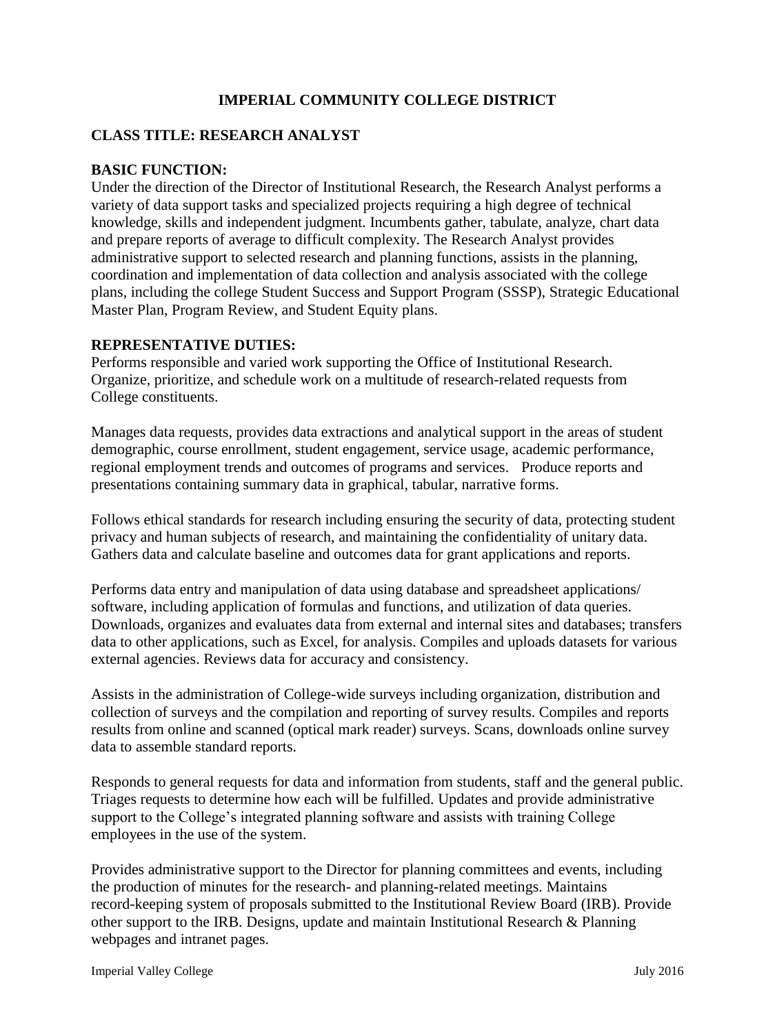# IMPERIAL COMMUNITY COLLEGE DISTRICT

## CLASS TITLE: RESEARCH ANALYST

### BASIC FUNCTION:

Under the direction of the Director of Institutional Research, the Research Analyst performs a variety of data support tasks and specialized projects requiring a high degree of technical knowledge, skills and independent judgment. Incumbents gather, tabulate, analyze, chart data and prepare reports of average to difficult complexity. The Research Analyst provides administrative support to selected research and planning functions, assists in the planning, coordination and implementation of data collection and analysis associated with the college plans, including the college Student Success and Support Program (SSSP), Strategic Educational Master Plan, Program Review, and Student Equity plans.

### REPRESENTATIVE DUTIES:

Performs responsible and varied work supporting the Office of Institutional Research. Organize, prioritize, and schedule work on a multitude of research-related requests from College constituents.

Manages data requests, provides data extractions and analytical support in the areas of student demographic, course enrollment, student engagement, service usage, academic performance, regional employment trends and outcomes of programs and services. Produce reports and presentations containing summary data in graphical, tabular, narrative forms.

Follows ethical standards for research including ensuring the security of data, protecting student privacy and human subjects of research, and maintaining the confidentiality of unitary data. Gathers data and calculate baseline and outcomes data for grant applications and reports.

Performs data entry and manipulation of data using database and spreadsheet applications/ software, including application of formulas and functions, and utilization of data queries. Downloads, organizes and evaluates data from external and internal sites and databases; transfers data to other applications, such as Excel, for analysis. Compiles and uploads datasets for various external agencies. Reviews data for accuracy and consistency.

Assists in the administration of College-wide surveys including organization, distribution and collection of surveys and the compilation and reporting of survey results. Compiles and reports results from online and scanned (optical mark reader) surveys. Scans, downloads online survey data to assemble standard reports.

Responds to general requests for data and information from students, staff and the general public. Triages requests to determine how each will be fulfilled. Updates and provide administrative support to the College's integrated planning software and assists with training College employees in the use of the system.

Provides administrative support to the Director for planning committees and events, including the production of minutes for the research- and planning-related meetings. Maintains record-keeping system of proposals submitted to the Institutional Review Board (IRB). Provide other support to the IRB. Designs, update and maintain Institutional Research & Planning webpages and intranet pages.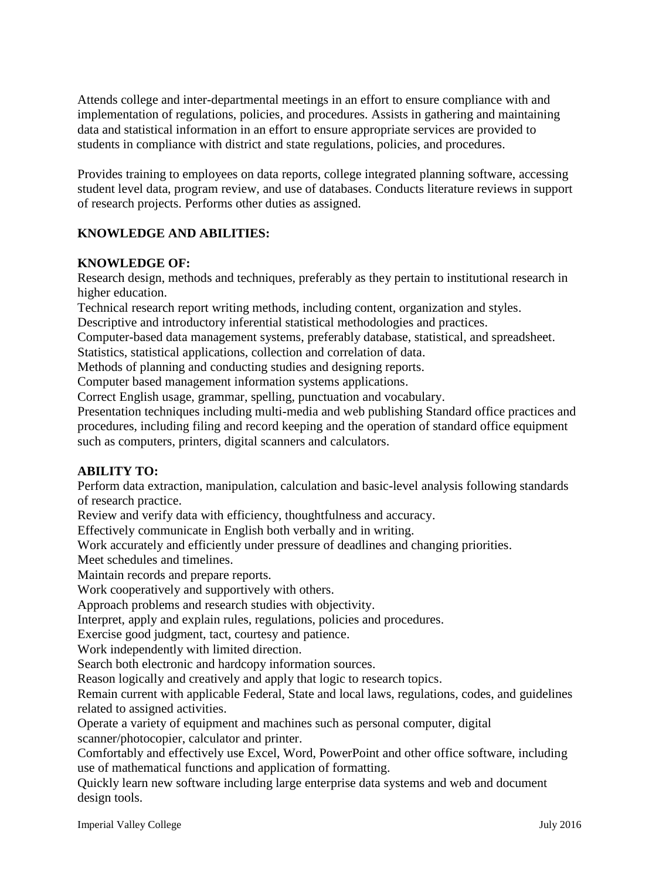Attends college and inter-departmental meetings in an effort to ensure compliance with and implementation of regulations, policies, and procedures. Assists in gathering and maintaining data and statistical information in an effort to ensure appropriate services are provided to students in compliance with district and state regulations, policies, and procedures.

Provides training to employees on data reports, college integrated planning software, accessing student level data, program review, and use of databases. Conducts literature reviews in support of research projects. Performs other duties as assigned.

**KNOWLEDGE AND ABILITIES:**

**KNOWLEDGE OF:**

Research design, methods and techniques, preferably as they pertain to institutional research in higher education.
Technical research report writing methods, including content, organization and styles.
Descriptive and introductory inferential statistical methodologies and practices.
Computer-based data management systems, preferably database, statistical, and spreadsheet.
Statistics, statistical applications, collection and correlation of data.
Methods of planning and conducting studies and designing reports.
Computer based management information systems applications.
Correct English usage, grammar, spelling, punctuation and vocabulary.
Presentation techniques including multi-media and web publishing Standard office practices and procedures, including filing and record keeping and the operation of standard office equipment such as computers, printers, digital scanners and calculators.

**ABILITY TO:**

Perform data extraction, manipulation, calculation and basic-level analysis following standards of research practice.
Review and verify data with efficiency, thoughtfulness and accuracy.
Effectively communicate in English both verbally and in writing.
Work accurately and efficiently under pressure of deadlines and changing priorities.
Meet schedules and timelines.
Maintain records and prepare reports.
Work cooperatively and supportively with others.
Approach problems and research studies with objectivity.
Interpret, apply and explain rules, regulations, policies and procedures.
Exercise good judgment, tact, courtesy and patience.
Work independently with limited direction.
Search both electronic and hardcopy information sources.
Reason logically and creatively and apply that logic to research topics.
Remain current with applicable Federal, State and local laws, regulations, codes, and guidelines related to assigned activities.
Operate a variety of equipment and machines such as personal computer, digital scanner/photocopier, calculator and printer.
Comfortably and effectively use Excel, Word, PowerPoint and other office software, including use of mathematical functions and application of formatting.
Quickly learn new software including large enterprise data systems and web and document design tools.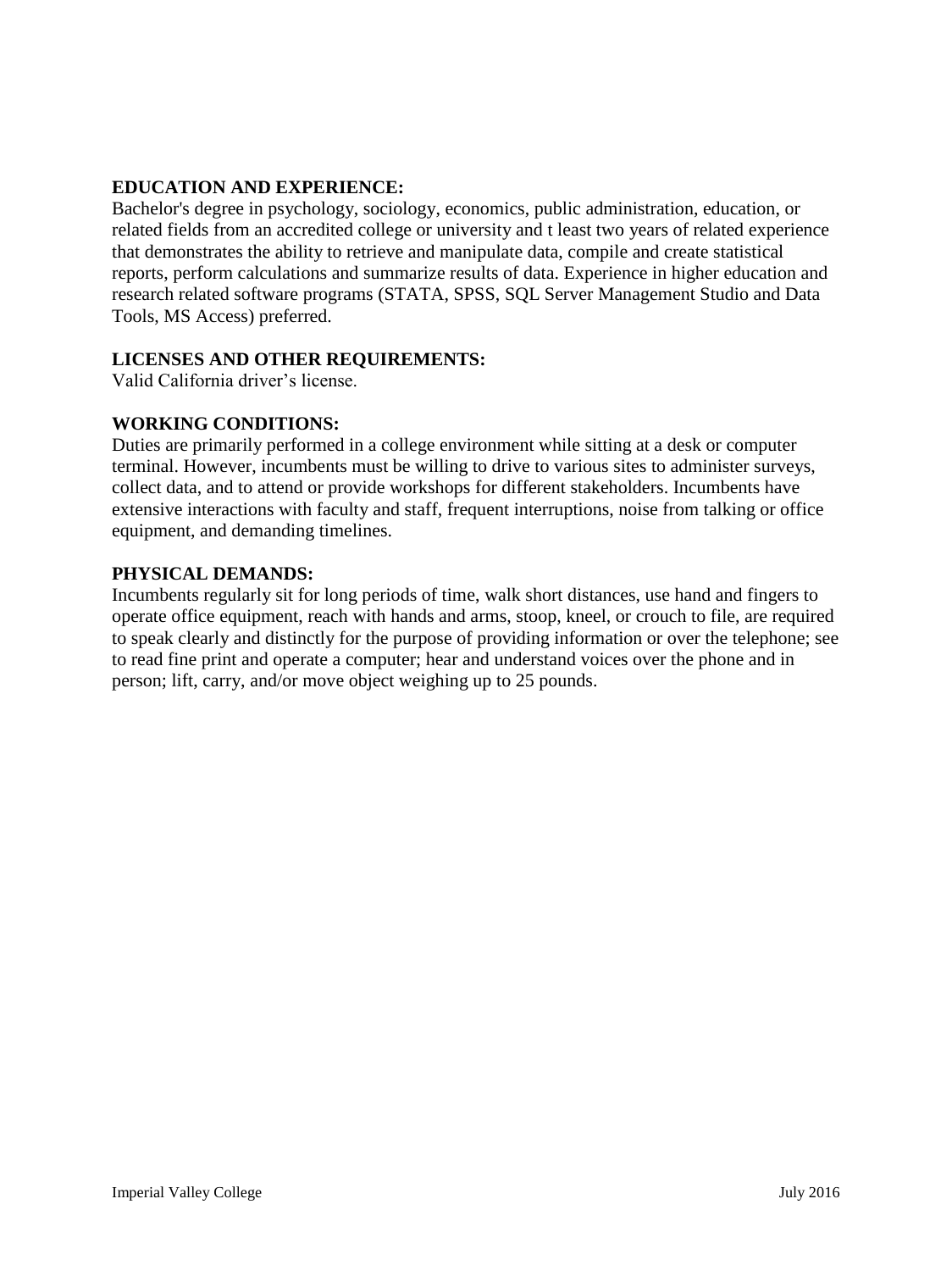**EDUCATION AND EXPERIENCE:**
Bachelor's degree in psychology, sociology, economics, public administration, education, or related fields from an accredited college or university and t least two years of related experience that demonstrates the ability to retrieve and manipulate data, compile and create statistical reports, perform calculations and summarize results of data. Experience in higher education and research related software programs (STATA, SPSS, SQL Server Management Studio and Data Tools, MS Access) preferred.

**LICENSES AND OTHER REQUIREMENTS:**
Valid California driver's license.

**WORKING CONDITIONS:**
Duties are primarily performed in a college environment while sitting at a desk or computer terminal. However, incumbents must be willing to drive to various sites to administer surveys, collect data, and to attend or provide workshops for different stakeholders. Incumbents have extensive interactions with faculty and staff, frequent interruptions, noise from talking or office equipment, and demanding timelines.

**PHYSICAL DEMANDS:**
Incumbents regularly sit for long periods of time, walk short distances, use hand and fingers to operate office equipment, reach with hands and arms, stoop, kneel, or crouch to file, are required to speak clearly and distinctly for the purpose of providing information or over the telephone; see to read fine print and operate a computer; hear and understand voices over the phone and in person; lift, carry, and/or move object weighing up to 25 pounds.